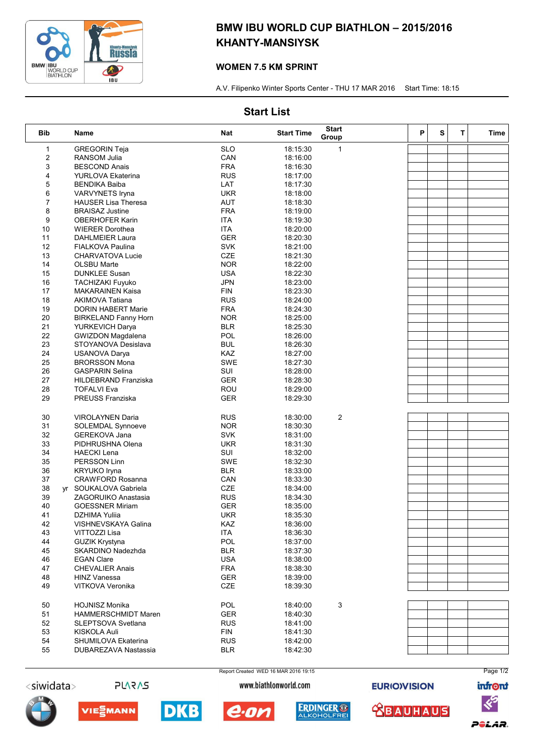# BMW IBU WORLD CUP BIATHLON – 2015/2016
# KHANTY-MANSIYSK

## WOMEN 7.5 KM SPRINT

A.V. Filipenko Winter Sports Center - THU 17 MAR 2016 Start Time: 18:15

## Start List

| Bib | | Name | Nat | Start Time | Start Group | P | S | T | Time |
|---|---|---|---|---|---|---|---|---|---|
| 1 | | GREGORIN Teja | SLO | 18:15:30 | 1 | | | | |
| 2 | | RANSOM Julia | CAN | 18:16:00 | | | | | |
| 3 | | BESCOND Anais | FRA | 18:16:30 | | | | | |
| 4 | | YURLOVA Ekaterina | RUS | 18:17:00 | | | | | |
| 5 | | BENDIKA Baiba | LAT | 18:17:30 | | | | | |
| 6 | | VARVYNETS Iryna | UKR | 18:18:00 | | | | | |
| 7 | | HAUSER Lisa Theresa | AUT | 18:18:30 | | | | | |
| 8 | | BRAISAZ Justine | FRA | 18:19:00 | | | | | |
| 9 | | OBERHOFER Karin | ITA | 18:19:30 | | | | | |
| 10 | | WIERER Dorothea | ITA | 18:20:00 | | | | | |
| 11 | | DAHLMEIER Laura | GER | 18:20:30 | | | | | |
| 12 | | FIALKOVA Paulina | SVK | 18:21:00 | | | | | |
| 13 | | CHARVATOVA Lucie | CZE | 18:21:30 | | | | | |
| 14 | | OLSBU Marte | NOR | 18:22:00 | | | | | |
| 15 | | DUNKLEE Susan | USA | 18:22:30 | | | | | |
| 16 | | TACHIZAKI Fuyuko | JPN | 18:23:00 | | | | | |
| 17 | | MAKARAINEN Kaisa | FIN | 18:23:30 | | | | | |
| 18 | | AKIMOVA Tatiana | RUS | 18:24:00 | | | | | |
| 19 | | DORIN HABERT Marie | FRA | 18:24:30 | | | | | |
| 20 | | BIRKELAND Fanny Horn | NOR | 18:25:00 | | | | | |
| 21 | | YURKEVICH Darya | BLR | 18:25:30 | | | | | |
| 22 | | GWIZDON Magdalena | POL | 18:26:00 | | | | | |
| 23 | | STOYANOVA Desislava | BUL | 18:26:30 | | | | | |
| 24 | | USANOVA Darya | KAZ | 18:27:00 | | | | | |
| 25 | | BRORSSON Mona | SWE | 18:27:30 | | | | | |
| 26 | | GASPARIN Selina | SUI | 18:28:00 | | | | | |
| 27 | | HILDEBRAND Franziska | GER | 18:28:30 | | | | | |
| 28 | | TOFALVI Eva | ROU | 18:29:00 | | | | | |
| 29 | | PREUSS Franziska | GER | 18:29:30 | | | | | |
| 30 | | VIROLAYNEN Daria | RUS | 18:30:00 | 2 | | | | |
| 31 | | SOLEMDAL Synnoeve | NOR | 18:30:30 | | | | | |
| 32 | | GEREKOVA Jana | SVK | 18:31:00 | | | | | |
| 33 | | PIDHRUSHNA Olena | UKR | 18:31:30 | | | | | |
| 34 | | HAECKI Lena | SUI | 18:32:00 | | | | | |
| 35 | | PERSSON Linn | SWE | 18:32:30 | | | | | |
| 36 | | KRYUKO Iryna | BLR | 18:33:00 | | | | | |
| 37 | | CRAWFORD Rosanna | CAN | 18:33:30 | | | | | |
| 38 | yr | SOUKALOVA Gabriela | CZE | 18:34:00 | | | | | |
| 39 | | ZAGORUIKO Anastasia | RUS | 18:34:30 | | | | | |
| 40 | | GOESSNER Miriam | GER | 18:35:00 | | | | | |
| 41 | | DZHIMA Yuliia | UKR | 18:35:30 | | | | | |
| 42 | | VISHNEVSKAYA Galina | KAZ | 18:36:00 | | | | | |
| 43 | | VITTOZZI Lisa | ITA | 18:36:30 | | | | | |
| 44 | | GUZIK Krystyna | POL | 18:37:00 | | | | | |
| 45 | | SKARDINO Nadezhda | BLR | 18:37:30 | | | | | |
| 46 | | EGAN Clare | USA | 18:38:00 | | | | | |
| 47 | | CHEVALIER Anais | FRA | 18:38:30 | | | | | |
| 48 | | HINZ Vanessa | GER | 18:39:00 | | | | | |
| 49 | | VITKOVA Veronika | CZE | 18:39:30 | | | | | |
| 50 | | HOJNISZ Monika | POL | 18:40:00 | 3 | | | | |
| 51 | | HAMMERSCHMIDT Maren | GER | 18:40:30 | | | | | |
| 52 | | SLEPTSOVA Svetlana | RUS | 18:41:00 | | | | | |
| 53 | | KISKOLA Auli | FIN | 18:41:30 | | | | | |
| 54 | | SHUMILOVA Ekaterina | RUS | 18:42:00 | | | | | |
| 55 | | DUBAREZAVA Nastassia | BLR | 18:42:30 | | | | | |

Report Created WED 16 MAR 2016 19:15

www.biathlonworld.com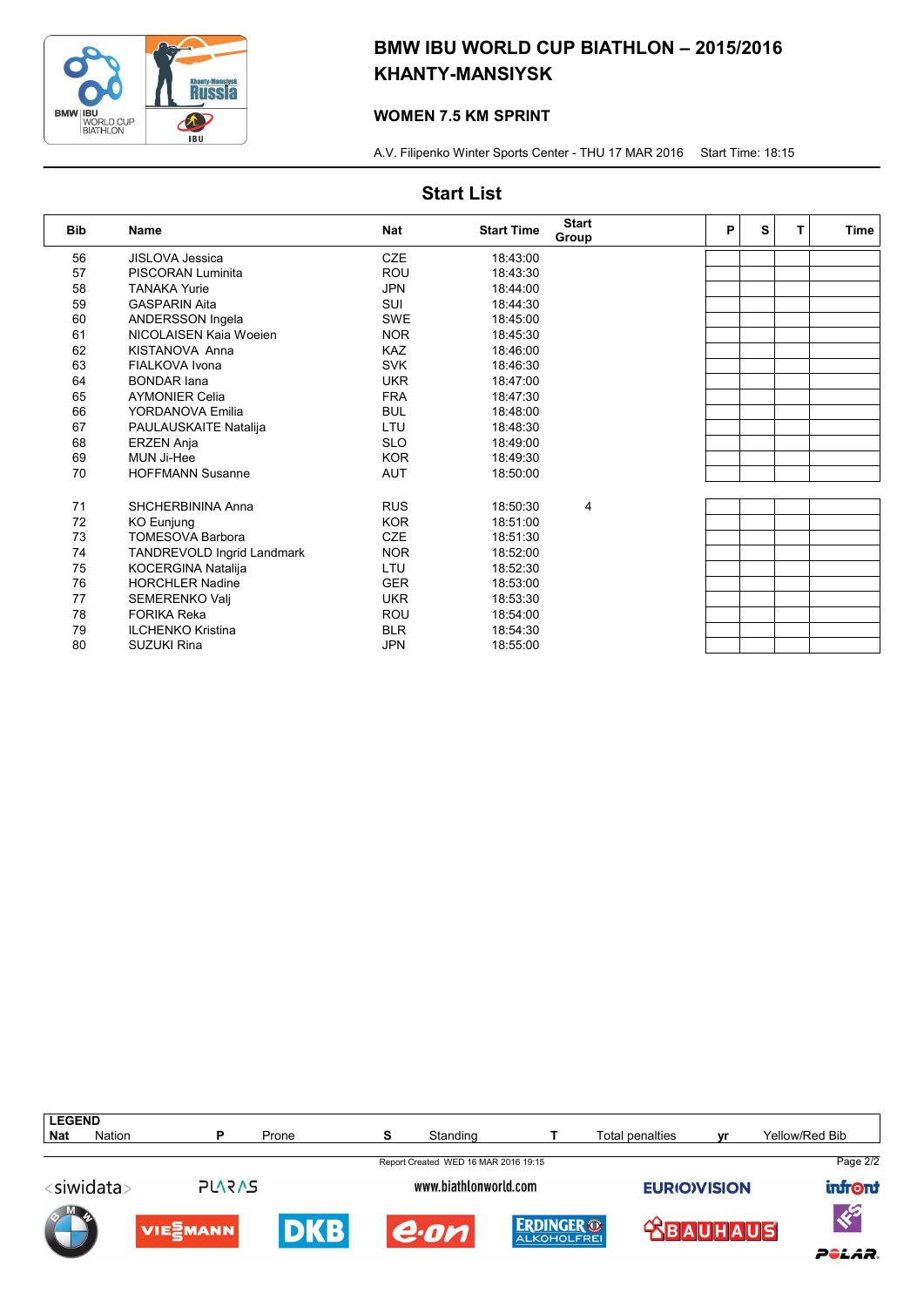# BMW IBU WORLD CUP BIATHLON – 2015/2016
# KHANTY-MANSIYSK

### WOMEN 7.5 KM SPRINT

A.V. Filipenko Winter Sports Center - THU 17 MAR 2016 Start Time: 18:15

## Start List

| Bib | Name | Nat | Start Time | Start Group | P | S | T | Time |
|---|---|---|---|---|---|---|---|---|
| 56 | JISLOVA Jessica | CZE | 18:43:00 | | | | | |
| 57 | PISCORAN Luminita | ROU | 18:43:30 | | | | | |
| 58 | TANAKA Yurie | JPN | 18:44:00 | | | | | |
| 59 | GASPARIN Aita | SUI | 18:44:30 | | | | | |
| 60 | ANDERSSON Ingela | SWE | 18:45:00 | | | | | |
| 61 | NICOLAISEN Kaia Woeien | NOR | 18:45:30 | | | | | |
| 62 | KISTANOVA Anna | KAZ | 18:46:00 | | | | | |
| 63 | FIALKOVA Ivona | SVK | 18:46:30 | | | | | |
| 64 | BONDAR Iana | UKR | 18:47:00 | | | | | |
| 65 | AYMONIER Celia | FRA | 18:47:30 | | | | | |
| 66 | YORDANOVA Emilia | BUL | 18:48:00 | | | | | |
| 67 | PAULAUSKAITE Natalija | LTU | 18:48:30 | | | | | |
| 68 | ERZEN Anja | SLO | 18:49:00 | | | | | |
| 69 | MUN Ji-Hee | KOR | 18:49:30 | | | | | |
| 70 | HOFFMANN Susanne | AUT | 18:50:00 | | | | | |
| 71 | SHCHERBININA Anna | RUS | 18:50:30 | 4 | | | | |
| 72 | KO Eunjung | KOR | 18:51:00 | | | | | |
| 73 | TOMESOVA Barbora | CZE | 18:51:30 | | | | | |
| 74 | TANDREVOLD Ingrid Landmark | NOR | 18:52:00 | | | | | |
| 75 | KOCERGINA Natalija | LTU | 18:52:30 | | | | | |
| 76 | HORCHLER Nadine | GER | 18:53:00 | | | | | |
| 77 | SEMERENKO Valj | UKR | 18:53:30 | | | | | |
| 78 | FORIKA Reka | ROU | 18:54:00 | | | | | |
| 79 | ILCHENKO Kristina | BLR | 18:54:30 | | | | | |
| 80 | SUZUKI Rina | JPN | 18:55:00 | | | | | |

**LEGEND**

| | | | | | | | | | |
|---|---|---|---|---|---|---|---|---|---|
| **Nat** | Nation | **P** | Prone | **S** | Standing | **T** | Total penalties | **yr** | Yellow/Red Bib |

Report Created WED 16 MAR 2016 19:15

www.biathlonworld.com